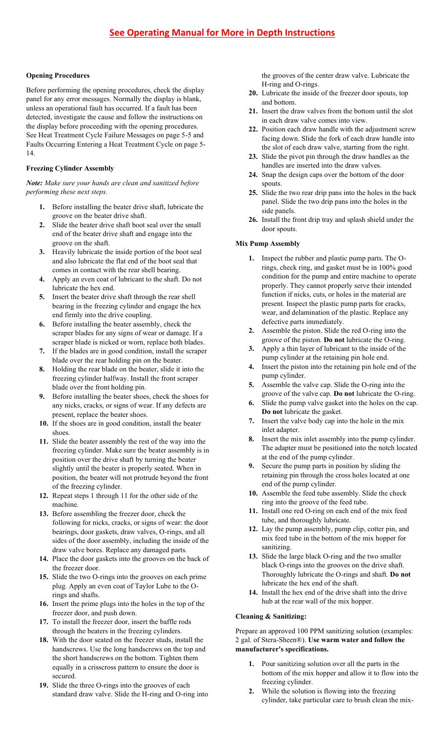# See Operating Manual for More in Depth Instructions

**Opening Procedures**

Before performing the opening procedures, check the display panel for any error messages. Normally the display is blank, unless an operational fault has occurred. If a fault has been detected, investigate the cause and follow the instructions on the display before proceeding with the opening procedures. See Heat Treatment Cycle Failure Messages on page 5-5 and Faults Occurring Entering a Heat Treatment Cycle on page 5-14.

**Freezing Cylinder Assembly**

***Note:*** *Make sure your hands are clean and sanitized before performing these next steps.*

1. Before installing the beater drive shaft, lubricate the groove on the beater drive shaft.
2. Slide the beater drive shaft boot seal over the small end of the beater drive shaft and engage into the groove on the shaft.
3. Heavily lubricate the inside portion of the boot seal and also lubricate the flat end of the boot seal that comes in contact with the rear shell bearing.
4. Apply an even coat of lubricant to the shaft. Do not lubricate the hex end.
5. Insert the beater drive shaft through the rear shell bearing in the freezing cylinder and engage the hex end firmly into the drive coupling.
6. Before installing the beater assembly, check the scraper blades for any signs of wear or damage. If a scraper blade is nicked or worn, replace both blades.
7. If the blades are in good condition, install the scraper blade over the rear holding pin on the beater.
8. Holding the rear blade on the beater, slide it into the freezing cylinder halfway. Install the front scraper blade over the front holding pin.
9. Before installing the beater shoes, check the shoes for any nicks, cracks, or signs of wear. If any defects are present, replace the beater shoes.
10. If the shoes are in good condition, install the beater shoes.
11. Slide the beater assembly the rest of the way into the freezing cylinder. Make sure the beater assembly is in position over the drive shaft by turning the beater slightly until the beater is properly seated. When in position, the beater will not protrude beyond the front of the freezing cylinder.
12. Repeat steps 1 through 11 for the other side of the machine.
13. Before assembling the freezer door, check the following for nicks, cracks, or signs of wear: the door bearings, door gaskets, draw valves, O-rings, and all sides of the door assembly, including the inside of the draw valve bores. Replace any damaged parts.
14. Place the door gaskets into the grooves on the back of the freezer door.
15. Slide the two O-rings into the grooves on each prime plug. Apply an even coat of Taylor Lube to the O-rings and shafts.
16. Insert the prime plugs into the holes in the top of the freezer door, and push down.
17. To install the freezer door, insert the baffle rods through the beaters in the freezing cylinders.
18. With the door seated on the freezer studs, install the handscrews. Use the long handscrews on the top and the short handscrews on the bottom. Tighten them equally in a crisscross pattern to ensure the door is secured.
19. Slide the three O-rings into the grooves of each standard draw valve. Slide the H-ring and O-ring into the grooves of the center draw valve. Lubricate the H-ring and O-rings.
20. Lubricate the inside of the freezer door spouts, top and bottom.
21. Insert the draw valves from the bottom until the slot in each draw valve comes into view.
22. Position each draw handle with the adjustment screw facing down. Slide the fork of each draw handle into the slot of each draw valve, starting from the right.
23. Slide the pivot pin through the draw handles as the handles are inserted into the draw valves.
24. Snap the design caps over the bottom of the door spouts.
25. Slide the two rear drip pans into the holes in the back panel. Slide the two drip pans into the holes in the side panels.
26. Install the front drip tray and splash shield under the door spouts.

**Mix Pump Assembly**

1. Inspect the rubber and plastic pump parts. The O-rings, check ring, and gasket must be in 100% good condition for the pump and entire machine to operate properly. They cannot properly serve their intended function if nicks, cuts, or holes in the material are present. Inspect the plastic pump parts for cracks, wear, and delamination of the plastic. Replace any defective parts immediately.
2. Assemble the piston. Slide the red O-ring into the groove of the piston. **Do not** lubricate the O-ring.
3. Apply a thin layer of lubricant to the inside of the pump cylinder at the retaining pin hole end.
4. Insert the piston into the retaining pin hole end of the pump cylinder.
5. Assemble the valve cap. Slide the O-ring into the groove of the valve cap. **Do not** lubricate the O-ring.
6. Slide the pump valve gasket into the holes on the cap. **Do not** lubricate the gasket.
7. Insert the valve body cap into the hole in the mix inlet adapter.
8. Insert the mix inlet assembly into the pump cylinder. The adapter must be positioned into the notch located at the end of the pump cylinder.
9. Secure the pump parts in position by sliding the retaining pin through the cross holes located at one end of the pump cylinder.
10. Assemble the feed tube assembly. Slide the check ring into the groove of the feed tube.
11. Install one red O-ring on each end of the mix feed tube, and thoroughly lubricate.
12. Lay the pump assembly, pump clip, cotter pin, and mix feed tube in the bottom of the mix hopper for sanitizing.
13. Slide the large black O-ring and the two smaller black O-rings into the grooves on the drive shaft. Thoroughly lubricate the O-rings and shaft. **Do not** lubricate the hex end of the shaft.
14. Install the hex end of the drive shaft into the drive hub at the rear wall of the mix hopper.

**Cleaning & Sanitizing:**

Prepare an approved 100 PPM sanitizing solution (examples: 2 gal. of Stera-Sheen®). **Use warm water and follow the manufacturer's specifications.**

1. Pour sanitizing solution over all the parts in the bottom of the mix hopper and allow it to flow into the freezing cylinder.
2. While the solution is flowing into the freezing cylinder, take particular care to brush clean the mix-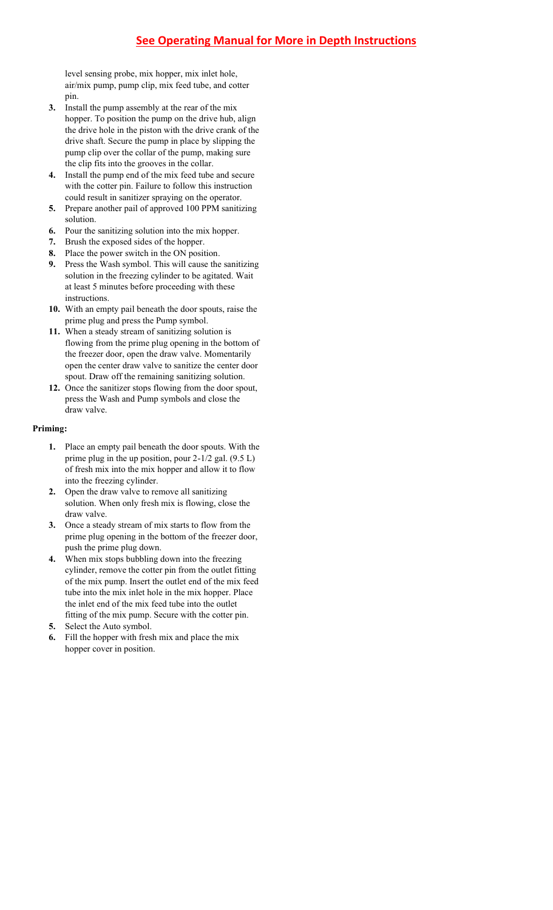level sensing probe, mix hopper, mix inlet hole, air/mix pump, pump clip, mix feed tube, and cotter pin.

3. Install the pump assembly at the rear of the mix hopper. To position the pump on the drive hub, align the drive hole in the piston with the drive crank of the drive shaft. Secure the pump in place by slipping the pump clip over the collar of the pump, making sure the clip fits into the grooves in the collar.
4. Install the pump end of the mix feed tube and secure with the cotter pin. Failure to follow this instruction could result in sanitizer spraying on the operator.
5. Prepare another pail of approved 100 PPM sanitizing solution.
6. Pour the sanitizing solution into the mix hopper.
7. Brush the exposed sides of the hopper.
8. Place the power switch in the ON position.
9. Press the Wash symbol. This will cause the sanitizing solution in the freezing cylinder to be agitated. Wait at least 5 minutes before proceeding with these instructions.
10. With an empty pail beneath the door spouts, raise the prime plug and press the Pump symbol.
11. When a steady stream of sanitizing solution is flowing from the prime plug opening in the bottom of the freezer door, open the draw valve. Momentarily open the center draw valve to sanitize the center door spout. Draw off the remaining sanitizing solution.
12. Once the sanitizer stops flowing from the door spout, press the Wash and Pump symbols and close the draw valve.

**Priming:**

1. Place an empty pail beneath the door spouts. With the prime plug in the up position, pour 2-1/2 gal. (9.5 L) of fresh mix into the mix hopper and allow it to flow into the freezing cylinder.
2. Open the draw valve to remove all sanitizing solution. When only fresh mix is flowing, close the draw valve.
3. Once a steady stream of mix starts to flow from the prime plug opening in the bottom of the freezer door, push the prime plug down.
4. When mix stops bubbling down into the freezing cylinder, remove the cotter pin from the outlet fitting of the mix pump. Insert the outlet end of the mix feed tube into the mix inlet hole in the mix hopper. Place the inlet end of the mix feed tube into the outlet fitting of the mix pump. Secure with the cotter pin.
5. Select the Auto symbol.
6. Fill the hopper with fresh mix and place the mix hopper cover in position.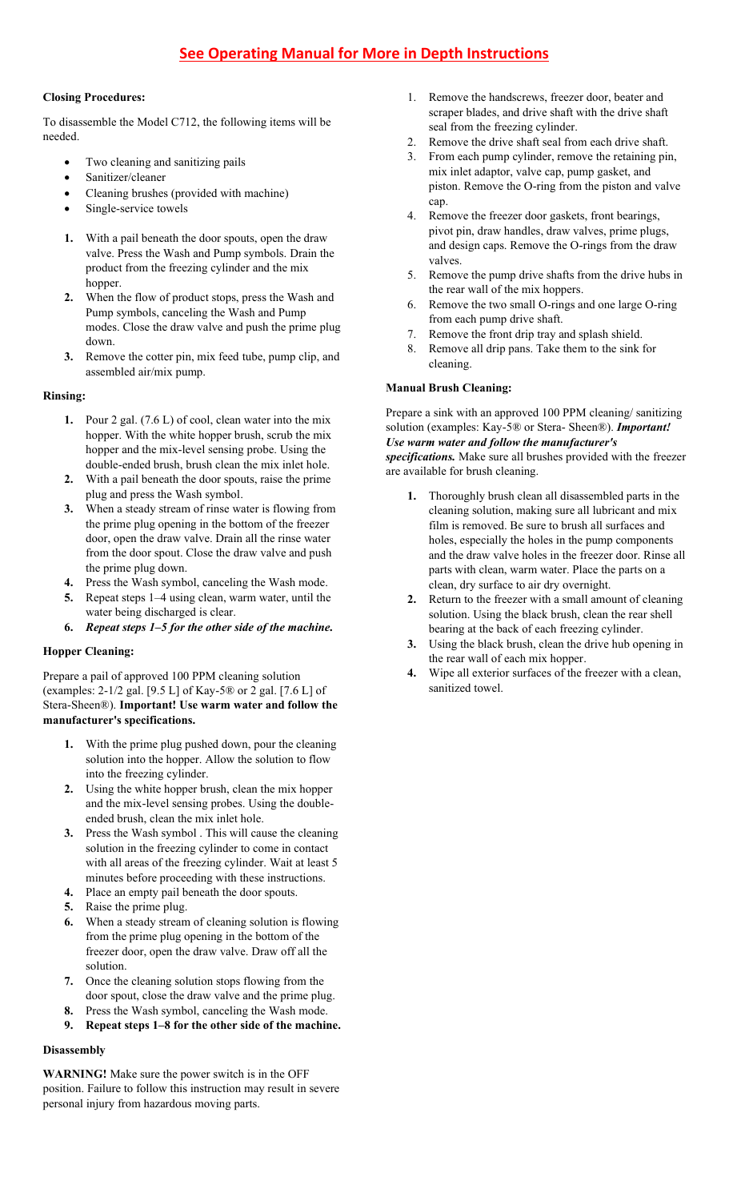# See Operating Manual for More in Depth Instructions

**Closing Procedures:**

To disassemble the Model C712, the following items will be needed.

- Two cleaning and sanitizing pails
- Sanitizer/cleaner
- Cleaning brushes (provided with machine)
- Single-service towels

1. With a pail beneath the door spouts, open the draw valve. Press the Wash and Pump symbols. Drain the product from the freezing cylinder and the mix hopper.
2. When the flow of product stops, press the Wash and Pump symbols, canceling the Wash and Pump modes. Close the draw valve and push the prime plug down.
3. Remove the cotter pin, mix feed tube, pump clip, and assembled air/mix pump.

**Rinsing:**

1. Pour 2 gal. (7.6 L) of cool, clean water into the mix hopper. With the white hopper brush, scrub the mix hopper and the mix-level sensing probe. Using the double-ended brush, brush clean the mix inlet hole.
2. With a pail beneath the door spouts, raise the prime plug and press the Wash symbol.
3. When a steady stream of rinse water is flowing from the prime plug opening in the bottom of the freezer door, open the draw valve. Drain all the rinse water from the door spout. Close the draw valve and push the prime plug down.
4. Press the Wash symbol, canceling the Wash mode.
5. Repeat steps 1–4 using clean, warm water, until the water being discharged is clear.
6. ***Repeat steps 1–5 for the other side of the machine.***

**Hopper Cleaning:**

Prepare a pail of approved 100 PPM cleaning solution (examples: 2-1/2 gal. [9.5 L] of Kay-5® or 2 gal. [7.6 L] of Stera-Sheen®). **Important! Use warm water and follow the manufacturer's specifications.**

1. With the prime plug pushed down, pour the cleaning solution into the hopper. Allow the solution to flow into the freezing cylinder.
2. Using the white hopper brush, clean the mix hopper and the mix-level sensing probes. Using the double-ended brush, clean the mix inlet hole.
3. Press the Wash symbol . This will cause the cleaning solution in the freezing cylinder to come in contact with all areas of the freezing cylinder. Wait at least 5 minutes before proceeding with these instructions.
4. Place an empty pail beneath the door spouts.
5. Raise the prime plug.
6. When a steady stream of cleaning solution is flowing from the prime plug opening in the bottom of the freezer door, open the draw valve. Draw off all the solution.
7. Once the cleaning solution stops flowing from the door spout, close the draw valve and the prime plug.
8. Press the Wash symbol, canceling the Wash mode.
9. **Repeat steps 1–8 for the other side of the machine.**

**Disassembly**

**WARNING!** Make sure the power switch is in the OFF position. Failure to follow this instruction may result in severe personal injury from hazardous moving parts.

1. Remove the handscrews, freezer door, beater and scraper blades, and drive shaft with the drive shaft seal from the freezing cylinder.
2. Remove the drive shaft seal from each drive shaft.
3. From each pump cylinder, remove the retaining pin, mix inlet adaptor, valve cap, pump gasket, and piston. Remove the O-ring from the piston and valve cap.
4. Remove the freezer door gaskets, front bearings, pivot pin, draw handles, draw valves, prime plugs, and design caps. Remove the O-rings from the draw valves.
5. Remove the pump drive shafts from the drive hubs in the rear wall of the mix hoppers.
6. Remove the two small O-rings and one large O-ring from each pump drive shaft.
7. Remove the front drip tray and splash shield.
8. Remove all drip pans. Take them to the sink for cleaning.

**Manual Brush Cleaning:**

Prepare a sink with an approved 100 PPM cleaning/ sanitizing solution (examples: Kay-5® or Stera- Sheen®). ***Important! Use warm water and follow the manufacturer's specifications.*** Make sure all brushes provided with the freezer are available for brush cleaning.

1. Thoroughly brush clean all disassembled parts in the cleaning solution, making sure all lubricant and mix film is removed. Be sure to brush all surfaces and holes, especially the holes in the pump components and the draw valve holes in the freezer door. Rinse all parts with clean, warm water. Place the parts on a clean, dry surface to air dry overnight.
2. Return to the freezer with a small amount of cleaning solution. Using the black brush, clean the rear shell bearing at the back of each freezing cylinder.
3. Using the black brush, clean the drive hub opening in the rear wall of each mix hopper.
4. Wipe all exterior surfaces of the freezer with a clean, sanitized towel.